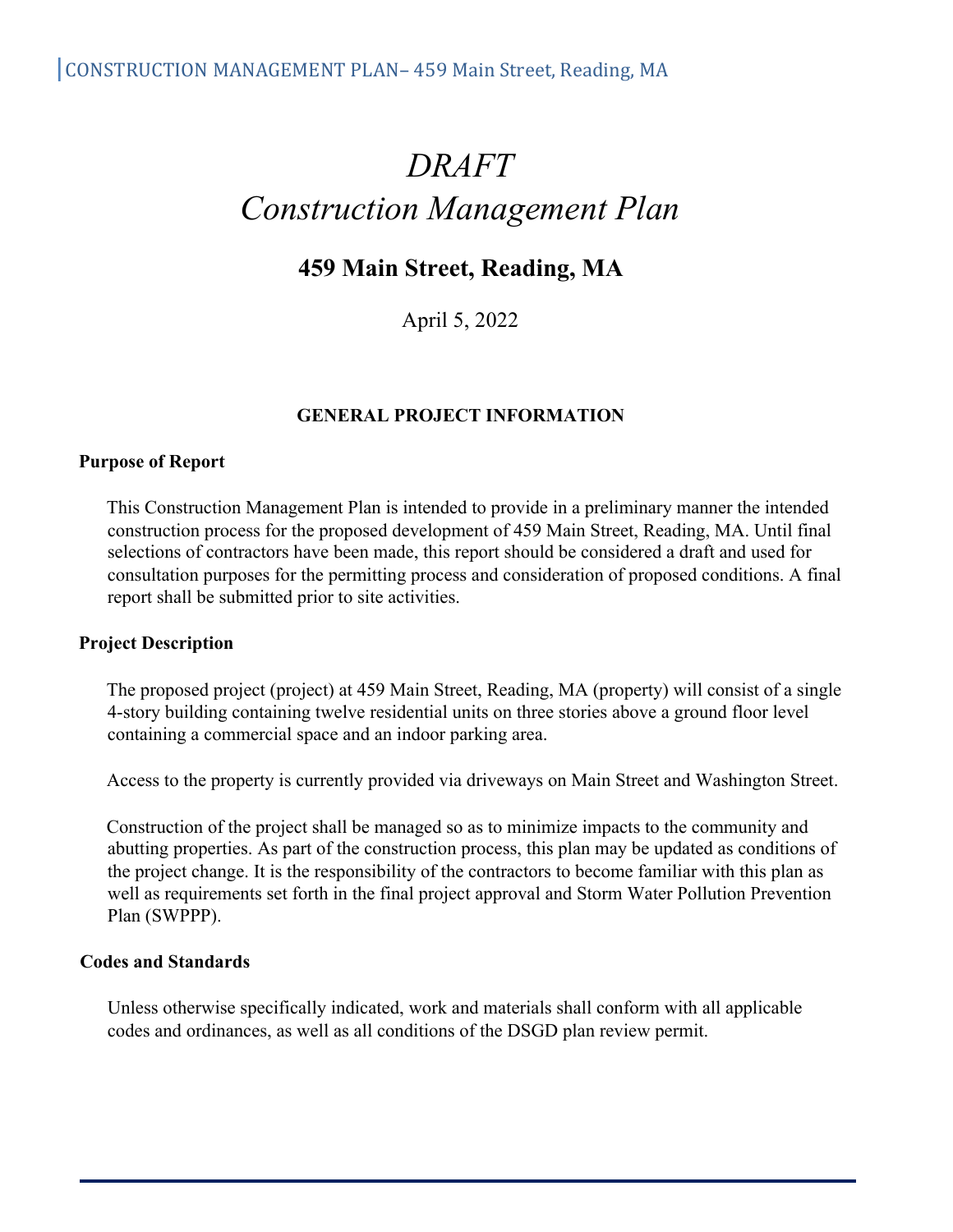# *DRAFT*
# *Construction Management Plan*

## 459 Main Street, Reading, MA

April 5, 2022

### GENERAL PROJECT INFORMATION

**Purpose of Report**

This Construction Management Plan is intended to provide in a preliminary manner the intended construction process for the proposed development of 459 Main Street, Reading, MA. Until final selections of contractors have been made, this report should be considered a draft and used for consultation purposes for the permitting process and consideration of proposed conditions. A final report shall be submitted prior to site activities.

**Project Description**

The proposed project (project) at 459 Main Street, Reading, MA (property) will consist of a single 4-story building containing twelve residential units on three stories above a ground floor level containing a commercial space and an indoor parking area.

Access to the property is currently provided via driveways on Main Street and Washington Street.

Construction of the project shall be managed so as to minimize impacts to the community and abutting properties. As part of the construction process, this plan may be updated as conditions of the project change. It is the responsibility of the contractors to become familiar with this plan as well as requirements set forth in the final project approval and Storm Water Pollution Prevention Plan (SWPPP).

**Codes and Standards**

Unless otherwise specifically indicated, work and materials shall conform with all applicable codes and ordinances, as well as all conditions of the DSGD plan review permit.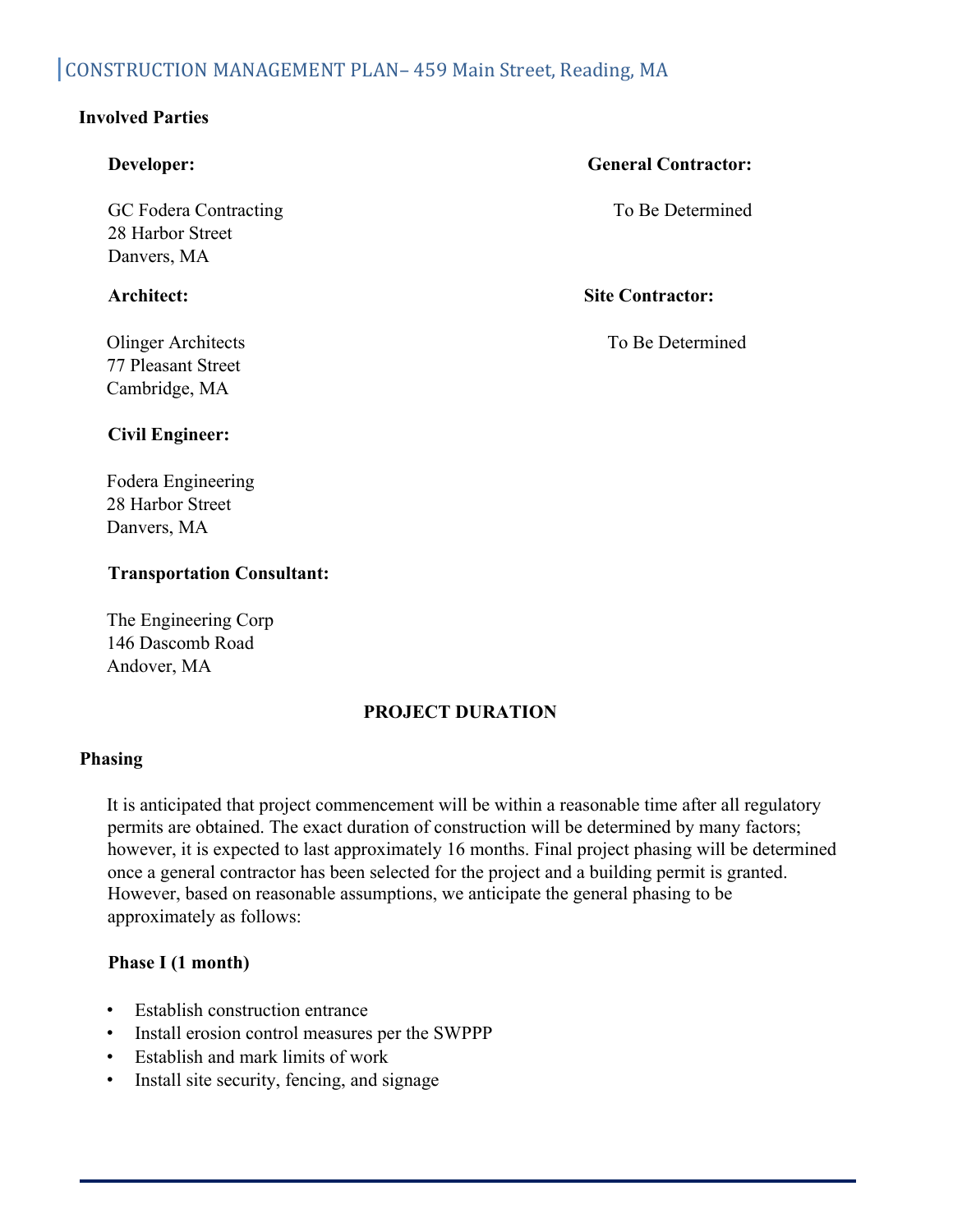## CONSTRUCTION MANAGEMENT PLAN– 459 Main Street, Reading, MA

**Involved Parties**

**Developer:**

GC Fodera Contracting
28 Harbor Street
Danvers, MA

**General Contractor:**

To Be Determined

**Architect:**

Olinger Architects
77 Pleasant Street
Cambridge, MA

**Site Contractor:**

To Be Determined

**Civil Engineer:**

Fodera Engineering
28 Harbor Street
Danvers, MA

**Transportation Consultant:**

The Engineering Corp
146 Dascomb Road
Andover, MA

### PROJECT DURATION

**Phasing**

It is anticipated that project commencement will be within a reasonable time after all regulatory permits are obtained. The exact duration of construction will be determined by many factors; however, it is expected to last approximately 16 months. Final project phasing will be determined once a general contractor has been selected for the project and a building permit is granted. However, based on reasonable assumptions, we anticipate the general phasing to be approximately as follows:

**Phase I (1 month)**

- Establish construction entrance
- Install erosion control measures per the SWPPP
- Establish and mark limits of work
- Install site security, fencing, and signage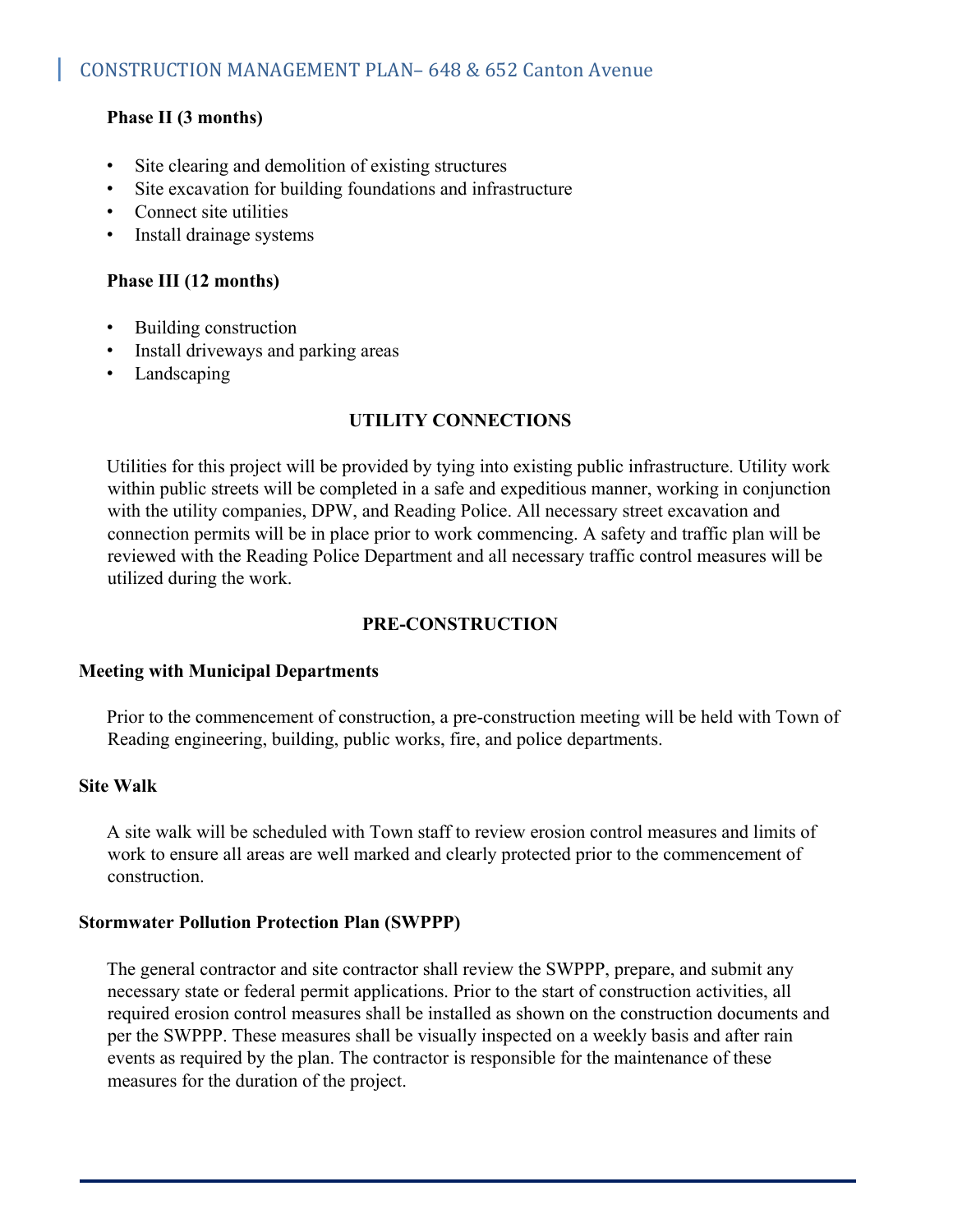**Phase II (3 months)**

- Site clearing and demolition of existing structures
- Site excavation for building foundations and infrastructure
- Connect site utilities
- Install drainage systems

**Phase III (12 months)**

- Building construction
- Install driveways and parking areas
- Landscaping

## UTILITY CONNECTIONS

Utilities for this project will be provided by tying into existing public infrastructure. Utility work within public streets will be completed in a safe and expeditious manner, working in conjunction with the utility companies, DPW, and Reading Police. All necessary street excavation and connection permits will be in place prior to work commencing. A safety and traffic plan will be reviewed with the Reading Police Department and all necessary traffic control measures will be utilized during the work.

## PRE-CONSTRUCTION

### Meeting with Municipal Departments

Prior to the commencement of construction, a pre-construction meeting will be held with Town of Reading engineering, building, public works, fire, and police departments.

### Site Walk

A site walk will be scheduled with Town staff to review erosion control measures and limits of work to ensure all areas are well marked and clearly protected prior to the commencement of construction.

### Stormwater Pollution Protection Plan (SWPPP)

The general contractor and site contractor shall review the SWPPP, prepare, and submit any necessary state or federal permit applications. Prior to the start of construction activities, all required erosion control measures shall be installed as shown on the construction documents and per the SWPPP. These measures shall be visually inspected on a weekly basis and after rain events as required by the plan. The contractor is responsible for the maintenance of these measures for the duration of the project.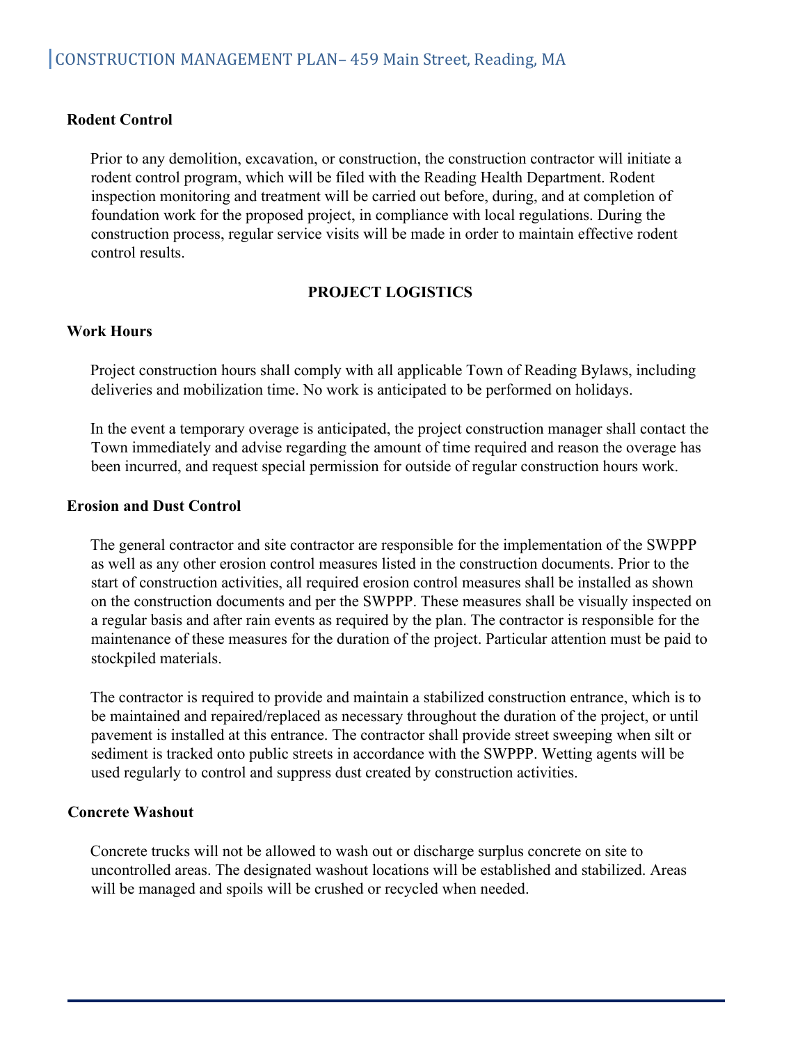**Rodent Control**

Prior to any demolition, excavation, or construction, the construction contractor will initiate a rodent control program, which will be filed with the Reading Health Department. Rodent inspection monitoring and treatment will be carried out before, during, and at completion of foundation work for the proposed project, in compliance with local regulations. During the construction process, regular service visits will be made in order to maintain effective rodent control results.

## PROJECT LOGISTICS

**Work Hours**

Project construction hours shall comply with all applicable Town of Reading Bylaws, including deliveries and mobilization time. No work is anticipated to be performed on holidays.

In the event a temporary overage is anticipated, the project construction manager shall contact the Town immediately and advise regarding the amount of time required and reason the overage has been incurred, and request special permission for outside of regular construction hours work.

**Erosion and Dust Control**

The general contractor and site contractor are responsible for the implementation of the SWPPP as well as any other erosion control measures listed in the construction documents. Prior to the start of construction activities, all required erosion control measures shall be installed as shown on the construction documents and per the SWPPP. These measures shall be visually inspected on a regular basis and after rain events as required by the plan. The contractor is responsible for the maintenance of these measures for the duration of the project. Particular attention must be paid to stockpiled materials.

The contractor is required to provide and maintain a stabilized construction entrance, which is to be maintained and repaired/replaced as necessary throughout the duration of the project, or until pavement is installed at this entrance. The contractor shall provide street sweeping when silt or sediment is tracked onto public streets in accordance with the SWPPP. Wetting agents will be used regularly to control and suppress dust created by construction activities.

**Concrete Washout**

Concrete trucks will not be allowed to wash out or discharge surplus concrete on site to uncontrolled areas. The designated washout locations will be established and stabilized. Areas will be managed and spoils will be crushed or recycled when needed.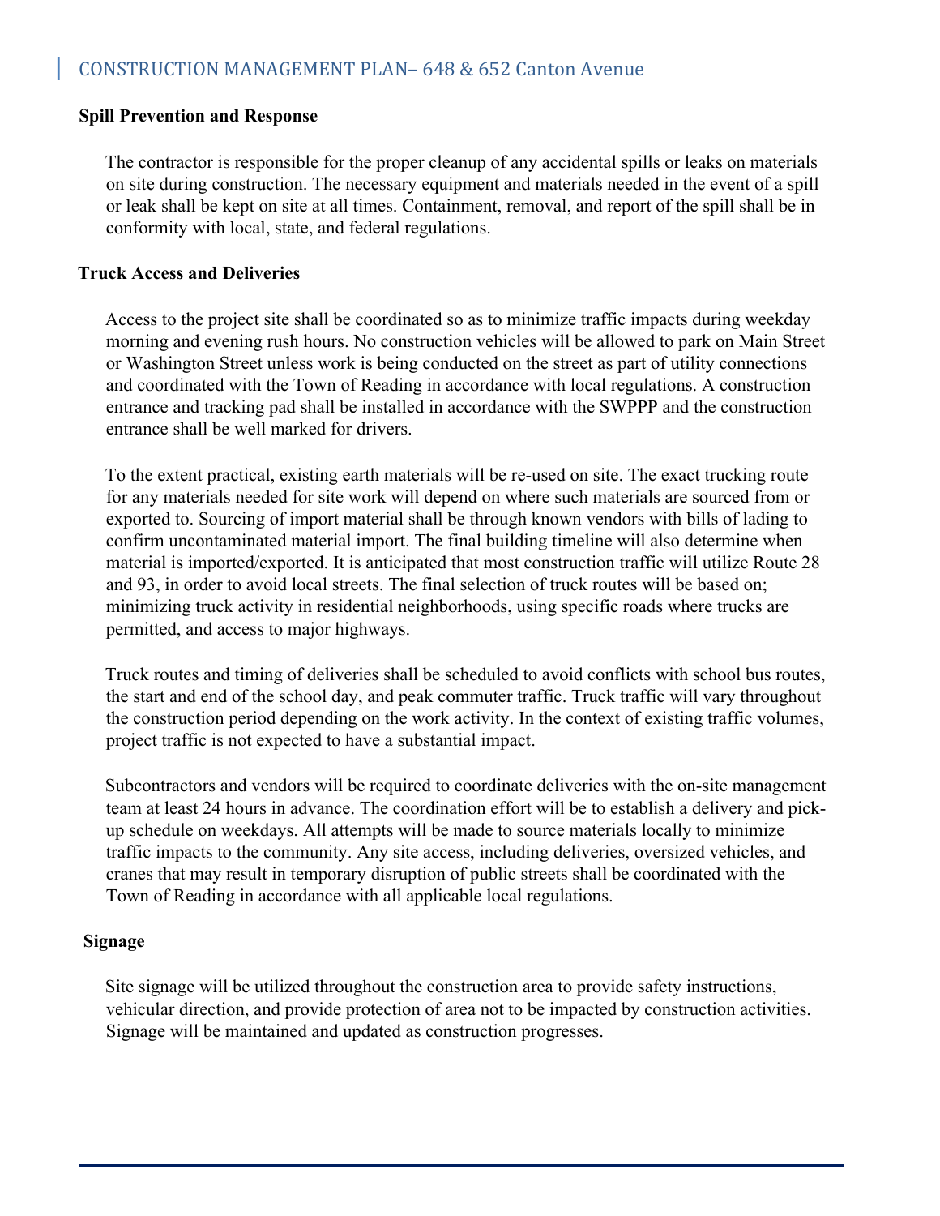### Spill Prevention and Response

The contractor is responsible for the proper cleanup of any accidental spills or leaks on materials on site during construction. The necessary equipment and materials needed in the event of a spill or leak shall be kept on site at all times. Containment, removal, and report of the spill shall be in conformity with local, state, and federal regulations.

### Truck Access and Deliveries

Access to the project site shall be coordinated so as to minimize traffic impacts during weekday morning and evening rush hours. No construction vehicles will be allowed to park on Main Street or Washington Street unless work is being conducted on the street as part of utility connections and coordinated with the Town of Reading in accordance with local regulations. A construction entrance and tracking pad shall be installed in accordance with the SWPPP and the construction entrance shall be well marked for drivers.

To the extent practical, existing earth materials will be re-used on site. The exact trucking route for any materials needed for site work will depend on where such materials are sourced from or exported to. Sourcing of import material shall be through known vendors with bills of lading to confirm uncontaminated material import. The final building timeline will also determine when material is imported/exported. It is anticipated that most construction traffic will utilize Route 28 and 93, in order to avoid local streets. The final selection of truck routes will be based on; minimizing truck activity in residential neighborhoods, using specific roads where trucks are permitted, and access to major highways.

Truck routes and timing of deliveries shall be scheduled to avoid conflicts with school bus routes, the start and end of the school day, and peak commuter traffic. Truck traffic will vary throughout the construction period depending on the work activity. In the context of existing traffic volumes, project traffic is not expected to have a substantial impact.

Subcontractors and vendors will be required to coordinate deliveries with the on-site management team at least 24 hours in advance. The coordination effort will be to establish a delivery and pick-up schedule on weekdays. All attempts will be made to source materials locally to minimize traffic impacts to the community. Any site access, including deliveries, oversized vehicles, and cranes that may result in temporary disruption of public streets shall be coordinated with the Town of Reading in accordance with all applicable local regulations.

### Signage

Site signage will be utilized throughout the construction area to provide safety instructions, vehicular direction, and provide protection of area not to be impacted by construction activities. Signage will be maintained and updated as construction progresses.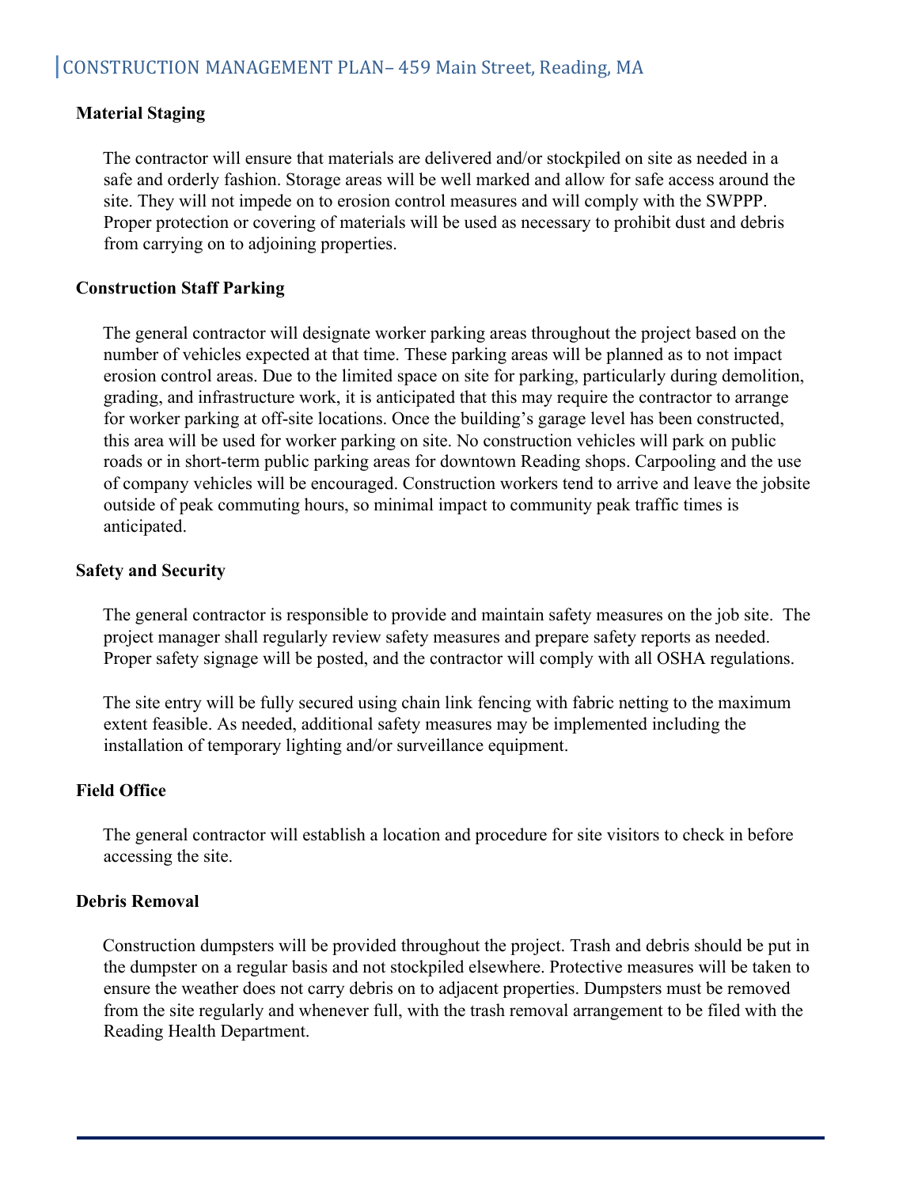### Material Staging

The contractor will ensure that materials are delivered and/or stockpiled on site as needed in a safe and orderly fashion. Storage areas will be well marked and allow for safe access around the site. They will not impede on to erosion control measures and will comply with the SWPPP. Proper protection or covering of materials will be used as necessary to prohibit dust and debris from carrying on to adjoining properties.

### Construction Staff Parking

The general contractor will designate worker parking areas throughout the project based on the number of vehicles expected at that time. These parking areas will be planned as to not impact erosion control areas. Due to the limited space on site for parking, particularly during demolition, grading, and infrastructure work, it is anticipated that this may require the contractor to arrange for worker parking at off-site locations. Once the building's garage level has been constructed, this area will be used for worker parking on site. No construction vehicles will park on public roads or in short-term public parking areas for downtown Reading shops. Carpooling and the use of company vehicles will be encouraged. Construction workers tend to arrive and leave the jobsite outside of peak commuting hours, so minimal impact to community peak traffic times is anticipated.

### Safety and Security

The general contractor is responsible to provide and maintain safety measures on the job site. The project manager shall regularly review safety measures and prepare safety reports as needed. Proper safety signage will be posted, and the contractor will comply with all OSHA regulations.

The site entry will be fully secured using chain link fencing with fabric netting to the maximum extent feasible. As needed, additional safety measures may be implemented including the installation of temporary lighting and/or surveillance equipment.

### Field Office

The general contractor will establish a location and procedure for site visitors to check in before accessing the site.

### Debris Removal

Construction dumpsters will be provided throughout the project. Trash and debris should be put in the dumpster on a regular basis and not stockpiled elsewhere. Protective measures will be taken to ensure the weather does not carry debris on to adjacent properties. Dumpsters must be removed from the site regularly and whenever full, with the trash removal arrangement to be filed with the Reading Health Department.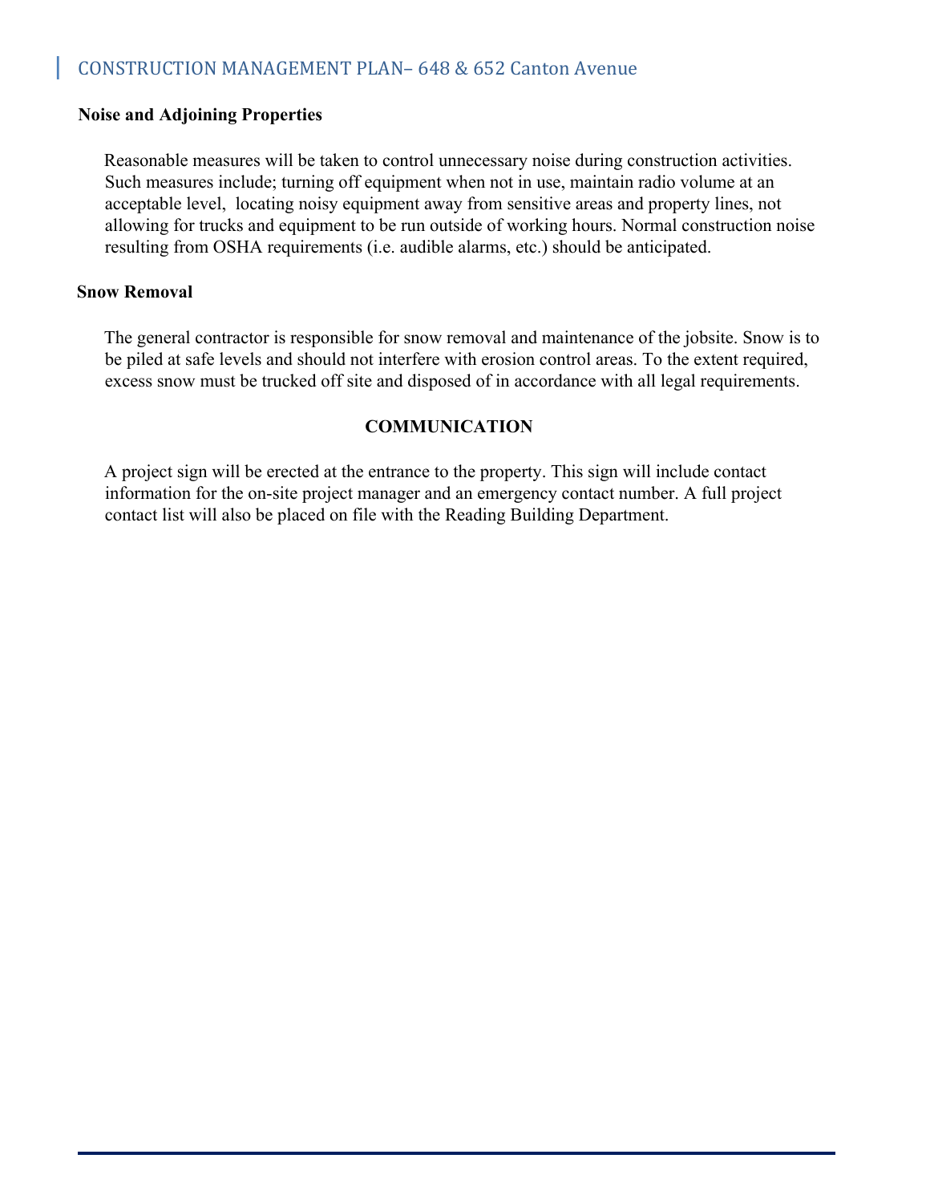**Noise and Adjoining Properties**

Reasonable measures will be taken to control unnecessary noise during construction activities. Such measures include; turning off equipment when not in use, maintain radio volume at an acceptable level, locating noisy equipment away from sensitive areas and property lines, not allowing for trucks and equipment to be run outside of working hours. Normal construction noise resulting from OSHA requirements (i.e. audible alarms, etc.) should be anticipated.

**Snow Removal**

The general contractor is responsible for snow removal and maintenance of the jobsite. Snow is to be piled at safe levels and should not interfere with erosion control areas. To the extent required, excess snow must be trucked off site and disposed of in accordance with all legal requirements.

## COMMUNICATION

A project sign will be erected at the entrance to the property. This sign will include contact information for the on-site project manager and an emergency contact number. A full project contact list will also be placed on file with the Reading Building Department.